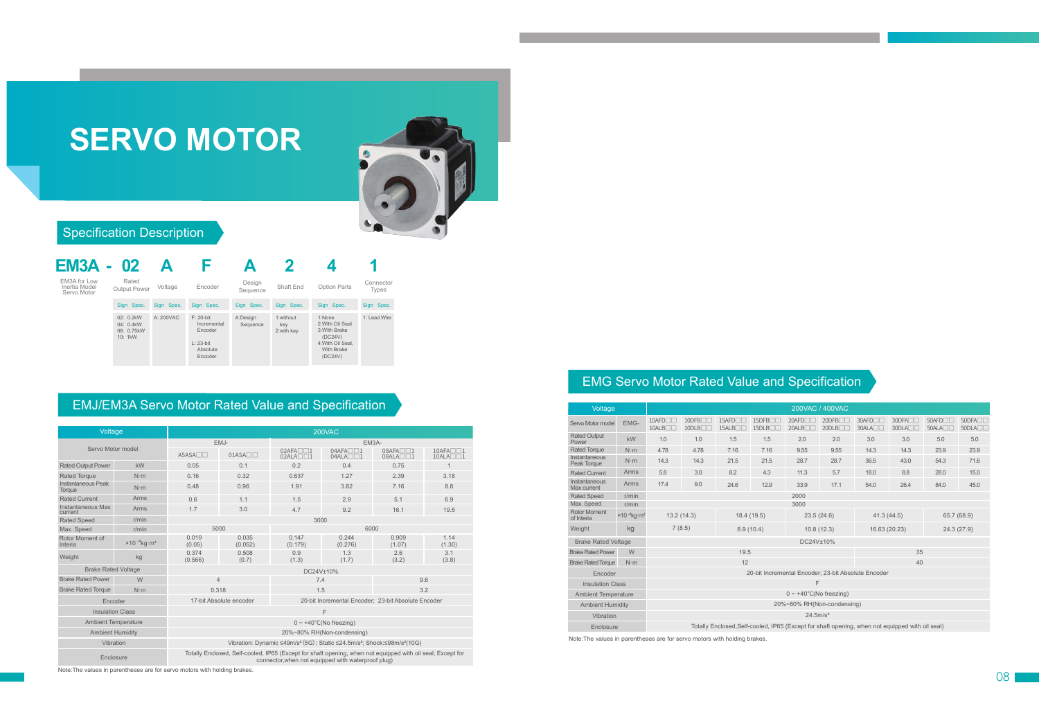# SERVO MOTOR

## Specification Description

| EM3A - | 02 | A | F | A | 2 | 4 | 1 |
|---|---|---|---|---|---|---|---|
| EM3A for Low Inertia Model Servo Motor | Rated Output Power | Voltage | Encoder | Design Sequence | Shaft End | Option Parts | Connector Types |
| | Sign Spec. | Sign Spec. | Sign Spec. | Sign Spec. | Sign Spec. | Sign Spec. | Sign Spec. |
| | 02: 0.2kW<br>04: 0.4kW<br>08: 0.75kW<br>10: 1kW | A: 200VAC | F: 20-bit Incremental Encoder<br>L: 23-bit Absolute Encoder | A:Design Sequence | 1:without key<br>2:with key | 1:None<br>2:With Oil Seal<br>3:With Brake (DC24V)<br>4:With Oil Seal, With Brake (DC24V) | 1: Lead Wire |

## EMJ/EM3A Servo Motor Rated Value and Specification

| Voltage | | 200VAC | | | | | |
|---|---|---|---|---|---|---|---|
| Servo Motor model | | EMJ- | | EM3A- | | | |
| | | A5ASA□□ | 01ASA□□ | 02AFA□□1<br>02ALA□□1 | 04AFA□□1<br>04ALA□□1 | 08AFA□□1<br>08ALA□□1 | 10AFA□□1<br>10ALA□□1 |
| Rated Output Power | kW | 0.05 | 0.1 | 0.2 | 0.4 | 0.75 | 1 |
| Rated Torque | N·m | 0.16 | 0.32 | 0.637 | 1.27 | 2.39 | 3.18 |
| Instantaneous Peak Torque | N·m | 0.48 | 0.96 | 1.91 | 3.82 | 7.16 | 8.8 |
| Rated Current | Arms | 0.6 | 1.1 | 1.5 | 2.9 | 5.1 | 6.9 |
| Instantaneous Max current | Arms | 1.7 | 3.0 | 4.7 | 9.2 | 16.1 | 19.5 |
| Rated Speed | r/min | 3000 | | | | | |
| Max. Speed | r/min | 5000 | | 6000 | | | |
| Rotor Moment of Interia | $\times10^{-4}kg\cdot m^2$ | 0.019<br>(0.05) | 0.035<br>(0.052) | 0.147<br>(0.179) | 0.244<br>(0.276) | 0.909<br>(1.07) | 1.14<br>(1.30) |
| Weight | kg | 0.374<br>(0.566) | 0.508<br>(0.7) | 0.9<br>(1.3) | 1.3<br>(1.7) | 2.6<br>(3.2) | 3.1<br>(3.8) |
| Brake Rated Voltage | | DC24V±10% | | | | | |
| Brake Rated Power | W | 4 | | 7.4 | | 9.6 | |
| Brake Rated Torque | N·m | 0.318 | | 1.5 | | 3.2 | |
| Encoder | | 17-bit Absolute encoder | | 20-bit Incremental Encoder; 23-bit Absolute Encoder | | | |
| Insulation Class | | F | | | | | |
| Ambient Temperature | | 0 ~ +40°C(No freezing) | | | | | |
| Ambient Humidity | | 20%~80% RH(Non-condensing) | | | | | |
| Vibration | | Vibration: Dynamic ≤49m/s² (5G) ; Static ≤24.5m/s²; Shock:≤98m/s²(10G) | | | | | |
| Enclosure | | Totally Enclosed, Self-cooled, IP65 (Except for shaft opening, when not equipped with oil seal; Except for connector,when not equipped with waterproof plug) | | | | | |

Note:The values in parentheses are for servo motors with holding brakes.

## EMG Servo Motor Rated Value and Specification

| Voltage | | 200VAC / 400VAC | | | | | | | | | |
|---|---|---|---|---|---|---|---|---|---|---|---|
| Servo Motor model | EMG- | 10AFD□□<br>10ALB□□ | 10DFB□□<br>10DLB□□ | 15AFD□□<br>15ALB□□ | 15DFB□□<br>15DLB□□ | 20AFD□□<br>20ALB□□ | 20DFB□□<br>20DLB□□ | 30AFD□□<br>30ALA□□ | 30DFA□□<br>30DLA□□ | 50AFD□□<br>50ALA□□ | 50DFA□□<br>50DLA□□ |
| Rated Output Power | kW | 1.0 | 1.0 | 1.5 | 1.5 | 2.0 | 2.0 | 3.0 | 3.0 | 5.0 | 5.0 |
| Rated Torque | N·m | 4.78 | 4.78 | 7.16 | 7.16 | 9.55 | 9.55 | 14.3 | 14.3 | 23.9 | 23.9 |
| Instantaneous Peak Torque | N·m | 14.3 | 14.3 | 21.5 | 21.5 | 28.7 | 28.7 | 36.5 | 43.0 | 54.3 | 71.6 |
| Rated Current | Arms | 5.8 | 3.0 | 8.2 | 4.3 | 11.3 | 5.7 | 18.0 | 8.8 | 28.0 | 15.0 |
| Instantaneous Max current | Arms | 17.4 | 9.0 | 24.6 | 12.9 | 33.9 | 17.1 | 54.0 | 26.4 | 84.0 | 45.0 |
| Rated Speed | r/min | 2000 | | | | | | | | | |
| Max. Speed | r/min | 3000 | | | | | | | | | |
| Rotor Moment of Interia | $\times10^{-4}kg\cdot m^2$ | 13.2 (14.3) | | 18.4 (19.5) | | 23.5 (24.6) | | 41.3 (44.5) | | 65.7 (68.9) | |
| Weight | kg | 7 (8.5) | | 8.9 (10.4) | | 10.8 (12.3) | | 16.63 (20.23) | | 24.3 (27.9) | |
| Brake Rated Voltage | | DC24V±10% | | | | | | | | | |
| Brake Rated Power | W | 19.5 | | | | | | 35 | | | |
| Brake Rated Torque | N·m | 12 | | | | | | 40 | | | |
| Encoder | | 20-bit Incremental Encoder; 23-bit Absolute Encoder | | | | | | | | | |
| Insulation Class | | F | | | | | | | | | |
| Ambient Temperature | | 0 ~ +40°C(No freezing) | | | | | | | | | |
| Ambient Humidity | | 20%~80% RH(Non-condensing) | | | | | | | | | |
| Vibration | | 24.5m/s² | | | | | | | | | |
| Enclosure | | Totally Enclosed,Self-cooled, IP65 (Except for shaft opening, when not equipped with oil seal) | | | | | | | | | |

Note:The values in parentheses are for servo motors with holding brakes.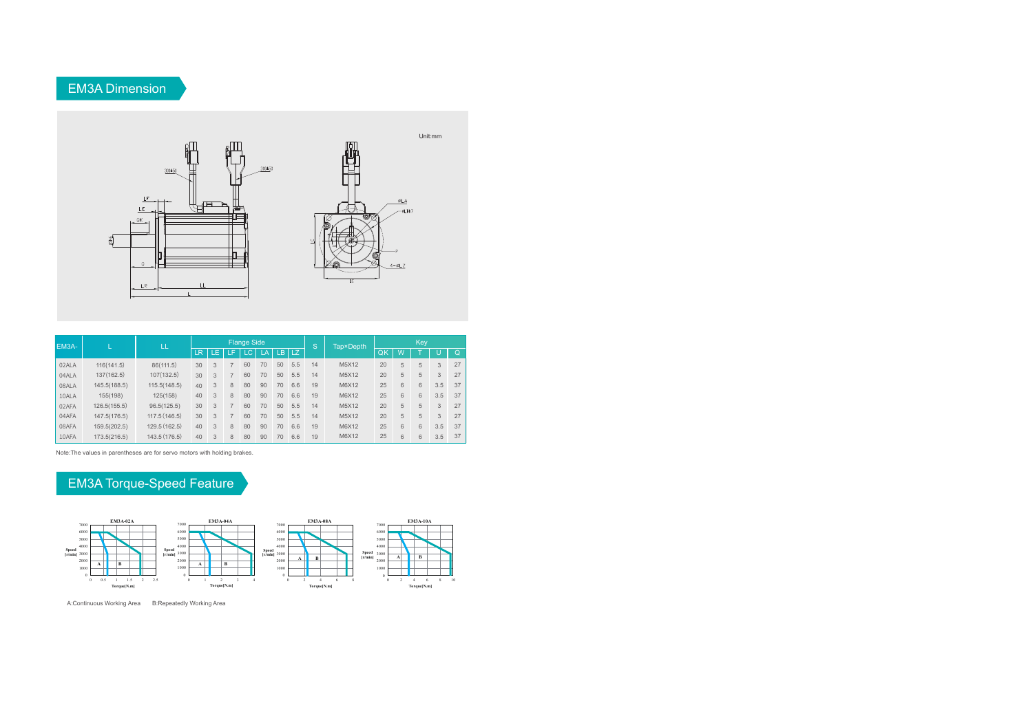## EM3A Dimension

Unit:mm

| EM3A- | L | LL | Flange Side | | | | | | | S | Tap×Depth | Key | | | | |
|---|---|---|---|---|---|---|---|---|---|---|---|---|---|---|---|---|
| | | | LR | LE | LF | LC | LA | LB | LZ | | | QK | W | T | U | Q |
| 02ALA | 116(141.5) | 86(111.5) | 30 | 3 | 7 | 60 | 70 | 50 | 5.5 | 14 | M5X12 | 20 | 5 | 5 | 3 | 27 |
| 04ALA | 137(162.5) | 107(132.5) | 30 | 3 | 7 | 60 | 70 | 50 | 5.5 | 14 | M5X12 | 20 | 5 | 5 | 3 | 27 |
| 08ALA | 145.5(188.5) | 115.5(148.5) | 40 | 3 | 8 | 80 | 90 | 70 | 6.6 | 19 | M6X12 | 25 | 6 | 6 | 3.5 | 37 |
| 10ALA | 155(198) | 125(158) | 40 | 3 | 8 | 80 | 90 | 70 | 6.6 | 19 | M6X12 | 25 | 6 | 6 | 3.5 | 37 |
| 02AFA | 126.5(155.5) | 96.5(125.5) | 30 | 3 | 7 | 60 | 70 | 50 | 5.5 | 14 | M5X12 | 20 | 5 | 5 | 3 | 27 |
| 04AFA | 147.5(176.5) | 117.5 (146.5) | 30 | 3 | 7 | 60 | 70 | 50 | 5.5 | 14 | M5X12 | 20 | 5 | 5 | 3 | 27 |
| 08AFA | 159.5(202.5) | 129.5 (162.5) | 40 | 3 | 8 | 80 | 90 | 70 | 6.6 | 19 | M6X12 | 25 | 6 | 6 | 3.5 | 37 |
| 10AFA | 173.5(216.5) | 143.5 (176.5) | 40 | 3 | 8 | 80 | 90 | 70 | 6.6 | 19 | M6X12 | 25 | 6 | 6 | 3.5 | 37 |

Note:The values in parentheses are for servo motors with holding brakes.

## EM3A Torque-Speed Feature

EM3A-02A

Speed [r/min]

Torque[N.m]

EM3A-04A

Speed [r/min]

Torque[N.m]

EM3A-08A

Speed [r/min]

Torque[N.m]

EM3A-10A

Speed [r/min]

Torque[N.m]

A:Continuous Working Area B:Repeatedly Working Area